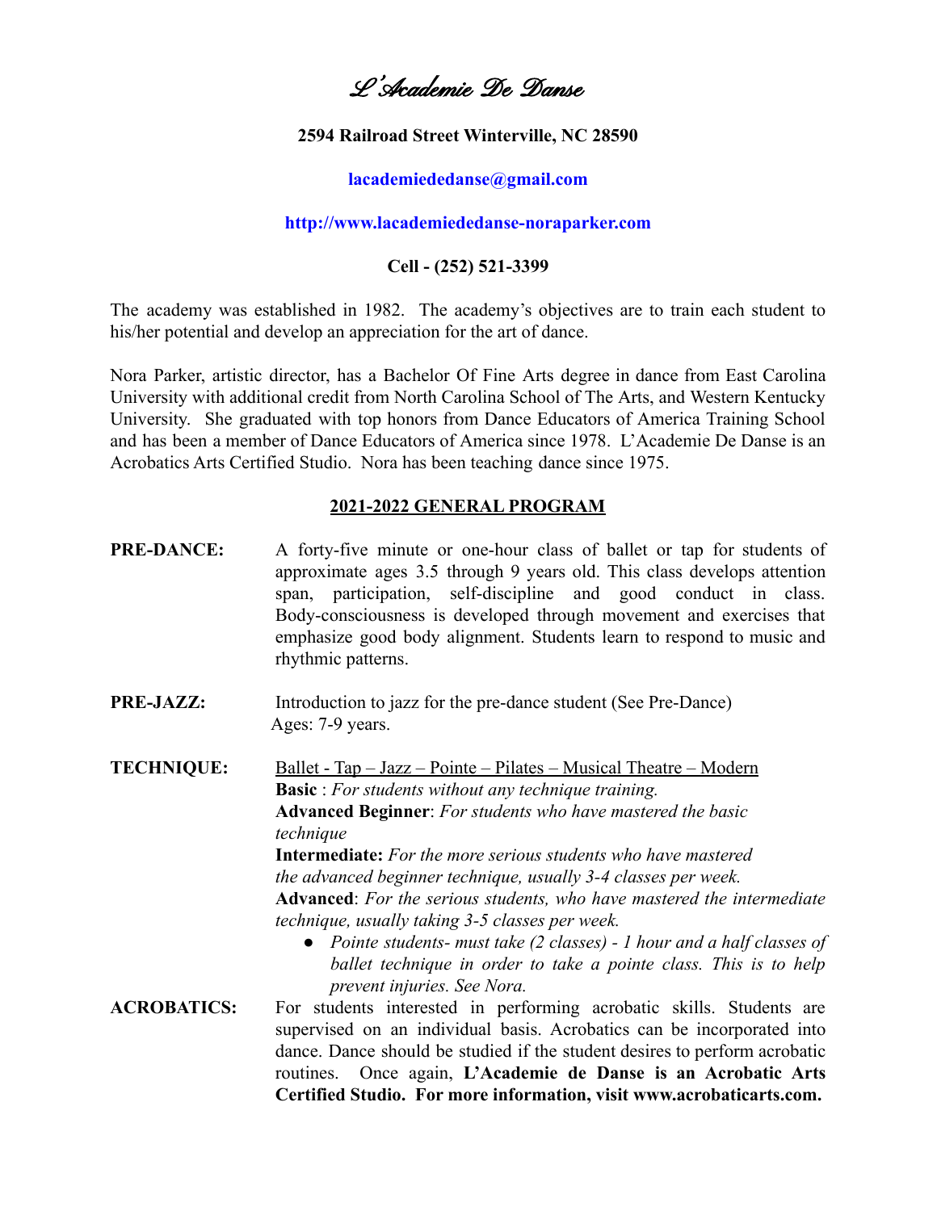# L'Academie De Danse

**2594 Railroad Street Winterville, NC 28590**

**lacademiededanse@gmail.com**

**http://www.lacademiededanse-noraparker.com**

**Cell - (252) 521-3399**

The academy was established in 1982. The academy's objectives are to train each student to his/her potential and develop an appreciation for the art of dance.

Nora Parker, artistic director, has a Bachelor Of Fine Arts degree in dance from East Carolina University with additional credit from North Carolina School of The Arts, and Western Kentucky University. She graduated with top honors from Dance Educators of America Training School and has been a member of Dance Educators of America since 1978. L'Academie De Danse is an Acrobatics Arts Certified Studio. Nora has been teaching dance since 1975.

## 2021-2022 GENERAL PROGRAM

**PRE-DANCE:** A forty-five minute or one-hour class of ballet or tap for students of approximate ages 3.5 through 9 years old. This class develops attention span, participation, self-discipline and good conduct in class. Body-consciousness is developed through movement and exercises that emphasize good body alignment. Students learn to respond to music and rhythmic patterns.

**PRE-JAZZ:** Introduction to jazz for the pre-dance student (See Pre-Dance)
Ages: 7-9 years.

**TECHNIQUE:** Ballet - Tap – Jazz – Pointe – Pilates – Musical Theatre – Modern

**Basic** : *For students without any technique training.*

**Advanced Beginner**: *For students who have mastered the basic technique*

**Intermediate:** *For the more serious students who have mastered the advanced beginner technique, usually 3-4 classes per week.*

**Advanced**: *For the serious students, who have mastered the intermediate technique, usually taking 3-5 classes per week.*

- *Pointe students- must take (2 classes) - 1 hour and a half classes of ballet technique in order to take a pointe class. This is to help prevent injuries. See Nora.*

**ACROBATICS:** For students interested in performing acrobatic skills. Students are supervised on an individual basis. Acrobatics can be incorporated into dance. Dance should be studied if the student desires to perform acrobatic routines. Once again, **L'Academie de Danse is an Acrobatic Arts Certified Studio. For more information, visit www.acrobaticarts.com.**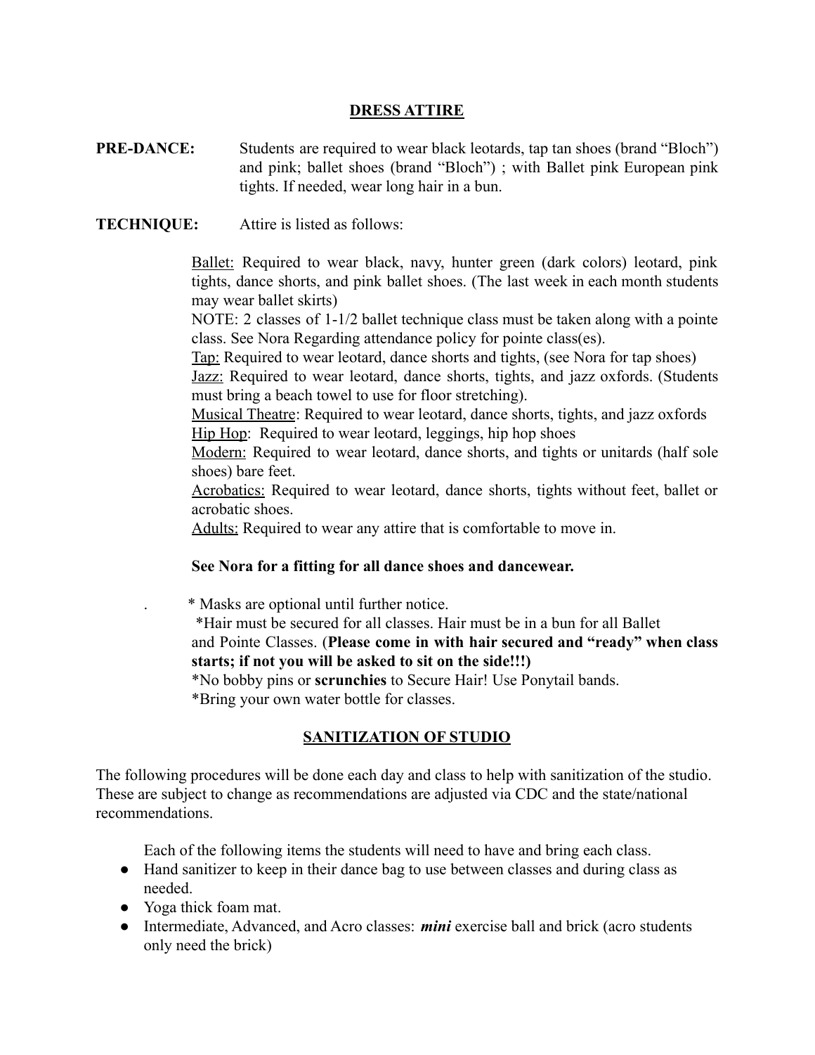## DRESS ATTIRE

**PRE-DANCE:** Students are required to wear black leotards, tap tan shoes (brand "Bloch") and pink; ballet shoes (brand "Bloch") ; with Ballet pink European pink tights. If needed, wear long hair in a bun.

**TECHNIQUE:** Attire is listed as follows:

Ballet: Required to wear black, navy, hunter green (dark colors) leotard, pink tights, dance shorts, and pink ballet shoes. (The last week in each month students may wear ballet skirts)

NOTE: 2 classes of 1-1/2 ballet technique class must be taken along with a pointe class. See Nora Regarding attendance policy for pointe class(es).

Tap: Required to wear leotard, dance shorts and tights, (see Nora for tap shoes)

Jazz: Required to wear leotard, dance shorts, tights, and jazz oxfords. (Students must bring a beach towel to use for floor stretching).

Musical Theatre: Required to wear leotard, dance shorts, tights, and jazz oxfords

Hip Hop: Required to wear leotard, leggings, hip hop shoes

Modern: Required to wear leotard, dance shorts, and tights or unitards (half sole shoes) bare feet.

Acrobatics: Required to wear leotard, dance shorts, tights without feet, ballet or acrobatic shoes.

Adults: Required to wear any attire that is comfortable to move in.

**See Nora for a fitting for all dance shoes and dancewear.**

* Masks are optional until further notice.

*Hair must be secured for all classes. Hair must be in a bun for all Ballet and Pointe Classes. (**Please come in with hair secured and "ready" when class starts; if not you will be asked to sit on the side!!!)**

*No bobby pins or **scrunchies** to Secure Hair! Use Ponytail bands.

*Bring your own water bottle for classes.

## SANITIZATION OF STUDIO

The following procedures will be done each day and class to help with sanitization of the studio. These are subject to change as recommendations are adjusted via CDC and the state/national recommendations.

Each of the following items the students will need to have and bring each class.

- Hand sanitizer to keep in their dance bag to use between classes and during class as needed.
- Yoga thick foam mat.
- Intermediate, Advanced, and Acro classes: ***mini*** exercise ball and brick (acro students only need the brick)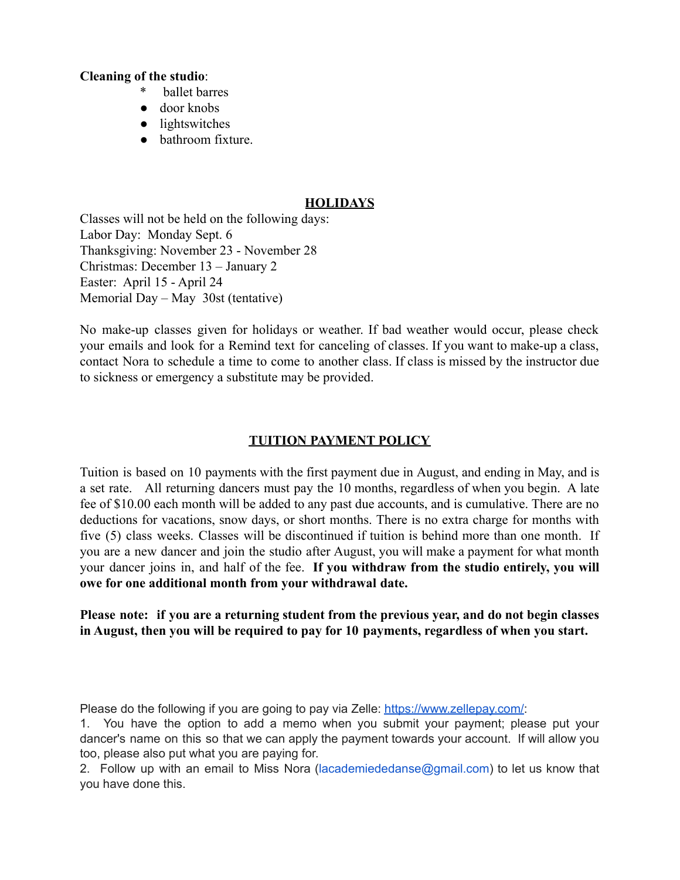**Cleaning of the studio**:

- ballet barres
- door knobs
- lightswitches
- bathroom fixture.

## HOLIDAYS

Classes will not be held on the following days:
Labor Day: Monday Sept. 6
Thanksgiving: November 23 - November 28
Christmas: December 13 – January 2
Easter: April 15 - April 24
Memorial Day – May 30st (tentative)

No make-up classes given for holidays or weather. If bad weather would occur, please check your emails and look for a Remind text for canceling of classes. If you want to make-up a class, contact Nora to schedule a time to come to another class. If class is missed by the instructor due to sickness or emergency a substitute may be provided.

## TUITION PAYMENT POLICY

Tuition is based on 10 payments with the first payment due in August, and ending in May, and is a set rate. All returning dancers must pay the 10 months, regardless of when you begin. A late fee of $10.00 each month will be added to any past due accounts, and is cumulative. There are no deductions for vacations, snow days, or short months. There is no extra charge for months with five (5) class weeks. Classes will be discontinued if tuition is behind more than one month. If you are a new dancer and join the studio after August, you will make a payment for what month your dancer joins in, and half of the fee. **If you withdraw from the studio entirely, you will owe for one additional month from your withdrawal date.**

**Please note: if you are a returning student from the previous year, and do not begin classes in August, then you will be required to pay for 10 payments, regardless of when you start.**

Please do the following if you are going to pay via Zelle: https://www.zellepay.com/:

1. You have the option to add a memo when you submit your payment; please put your dancer's name on this so that we can apply the payment towards your account. If will allow you too, please also put what you are paying for.
2. Follow up with an email to Miss Nora (lacademiededanse@gmail.com) to let us know that you have done this.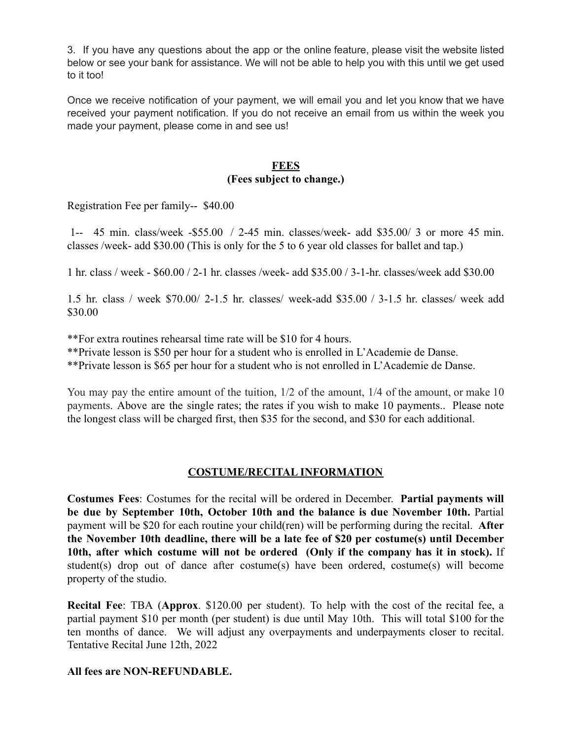3. If you have any questions about the app or the online feature, please visit the website listed below or see your bank for assistance. We will not be able to help you with this until we get used to it too!

Once we receive notification of your payment, we will email you and let you know that we have received your payment notification. If you do not receive an email from us within the week you made your payment, please come in and see us!

## FEES

**(Fees subject to change.)**

Registration Fee per family-- $40.00

1-- 45 min. class/week -$55.00 / 2-45 min. classes/week- add $35.00/ 3 or more 45 min. classes /week- add $30.00 (This is only for the 5 to 6 year old classes for ballet and tap.)

1 hr. class / week - $60.00 / 2-1 hr. classes /week- add $35.00 / 3-1-hr. classes/week add $30.00

1.5 hr. class / week $70.00/ 2-1.5 hr. classes/ week-add $35.00 / 3-1.5 hr. classes/ week add $30.00

**For extra routines rehearsal time rate will be $10 for 4 hours.
**Private lesson is $50 per hour for a student who is enrolled in L'Academie de Danse.
**Private lesson is $65 per hour for a student who is not enrolled in L'Academie de Danse.

You may pay the entire amount of the tuition, 1/2 of the amount, 1/4 of the amount, or make 10 payments. Above are the single rates; the rates if you wish to make 10 payments.. Please note the longest class will be charged first, then $35 for the second, and $30 for each additional.

## COSTUME/RECITAL INFORMATION

**Costumes Fees**: Costumes for the recital will be ordered in December. **Partial payments will be due by September 10th, October 10th and the balance is due November 10th.** Partial payment will be $20 for each routine your child(ren) will be performing during the recital. **After the November 10th deadline, there will be a late fee of $20 per costume(s) until December 10th, after which costume will not be ordered (Only if the company has it in stock).** If student(s) drop out of dance after costume(s) have been ordered, costume(s) will become property of the studio.

**Recital Fee**: TBA (**Approx**. $120.00 per student). To help with the cost of the recital fee, a partial payment $10 per month (per student) is due until May 10th. This will total $100 for the ten months of dance. We will adjust any overpayments and underpayments closer to recital. Tentative Recital June 12th, 2022

**All fees are NON-REFUNDABLE.**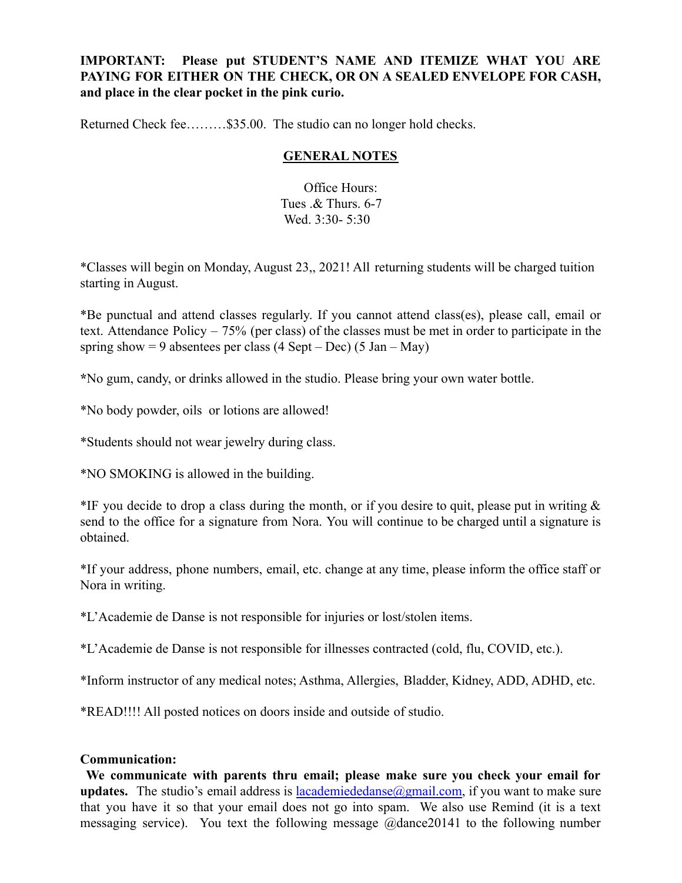**IMPORTANT: Please put STUDENT'S NAME AND ITEMIZE WHAT YOU ARE PAYING FOR EITHER ON THE CHECK, OR ON A SEALED ENVELOPE FOR CASH, and place in the clear pocket in the pink curio.**

Returned Check fee………$35.00. The studio can no longer hold checks.

## GENERAL NOTES

Office Hours:
Tues .& Thurs. 6-7
Wed. 3:30- 5:30

*Classes will begin on Monday, August 23,, 2021! All returning students will be charged tuition starting in August.

*Be punctual and attend classes regularly. If you cannot attend class(es), please call, email or text. Attendance Policy – 75% (per class) of the classes must be met in order to participate in the spring show = 9 absentees per class (4 Sept – Dec) (5 Jan – May)

*No gum, candy, or drinks allowed in the studio. Please bring your own water bottle.

*No body powder, oils or lotions are allowed!

*Students should not wear jewelry during class.

*NO SMOKING is allowed in the building.

*IF you decide to drop a class during the month, or if you desire to quit, please put in writing & send to the office for a signature from Nora. You will continue to be charged until a signature is obtained.

*If your address, phone numbers, email, etc. change at any time, please inform the office staff or Nora in writing.

*L'Academie de Danse is not responsible for injuries or lost/stolen items.

*L'Academie de Danse is not responsible for illnesses contracted (cold, flu, COVID, etc.).

*Inform instructor of any medical notes; Asthma, Allergies, Bladder, Kidney, ADD, ADHD, etc.

*READ!!!! All posted notices on doors inside and outside of studio.

**Communication:**

**We communicate with parents thru email; please make sure you check your email for updates.** The studio's email address is lacademiededanse@gmail.com, if you want to make sure that you have it so that your email does not go into spam. We also use Remind (it is a text messaging service). You text the following message @dance20141 to the following number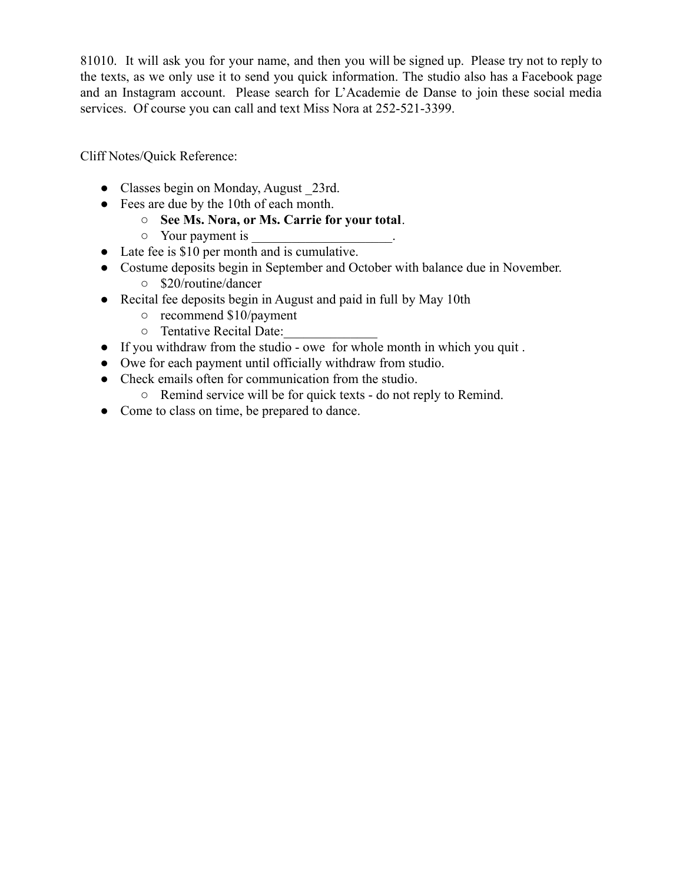81010. It will ask you for your name, and then you will be signed up. Please try not to reply to the texts, as we only use it to send you quick information. The studio also has a Facebook page and an Instagram account. Please search for L'Academie de Danse to join these social media services. Of course you can call and text Miss Nora at 252-521-3399.

Cliff Notes/Quick Reference:

- Classes begin on Monday, August _23rd.
- Fees are due by the 10th of each month.
  - **See Ms. Nora, or Ms. Carrie for your total**.
  - Your payment is _____________________.
- Late fee is $10 per month and is cumulative.
- Costume deposits begin in September and October with balance due in November.
  - $20/routine/dancer
- Recital fee deposits begin in August and paid in full by May 10th
  - recommend $10/payment
  - Tentative Recital Date:______________
- If you withdraw from the studio - owe for whole month in which you quit .
- Owe for each payment until officially withdraw from studio.
- Check emails often for communication from the studio.
  - Remind service will be for quick texts - do not reply to Remind.
- Come to class on time, be prepared to dance.